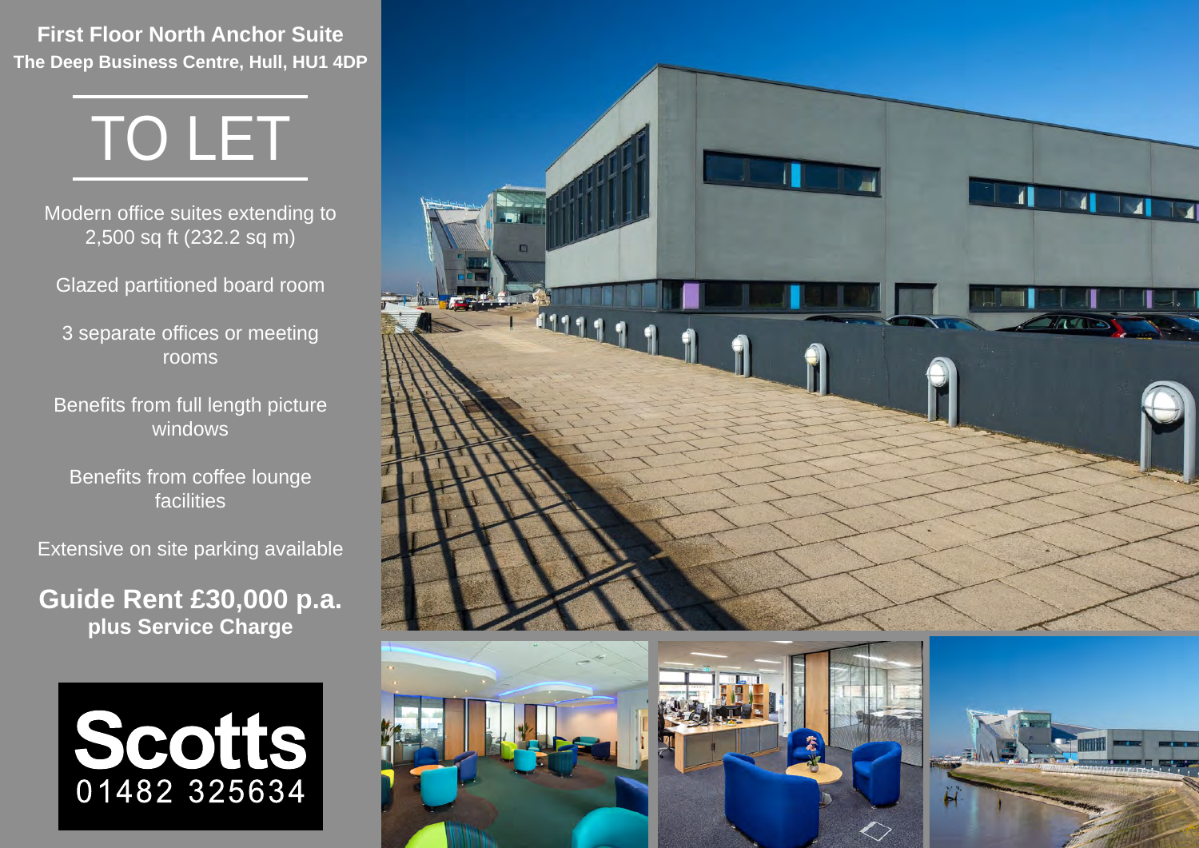# First Floor North Anchor Suite

## The Deep Business Centre, Hull, HU1 4DP

# TO LET

Modern office suites extending to 2,500 sq ft (232.2 sq m)

Glazed partitioned board room

3 separate offices or meeting rooms

Benefits from full length picture windows

Benefits from coffee lounge facilities

Extensive on site parking available

**Guide Rent £30,000 p.a.**
**plus Service Charge**

**Scotts**
01482 325634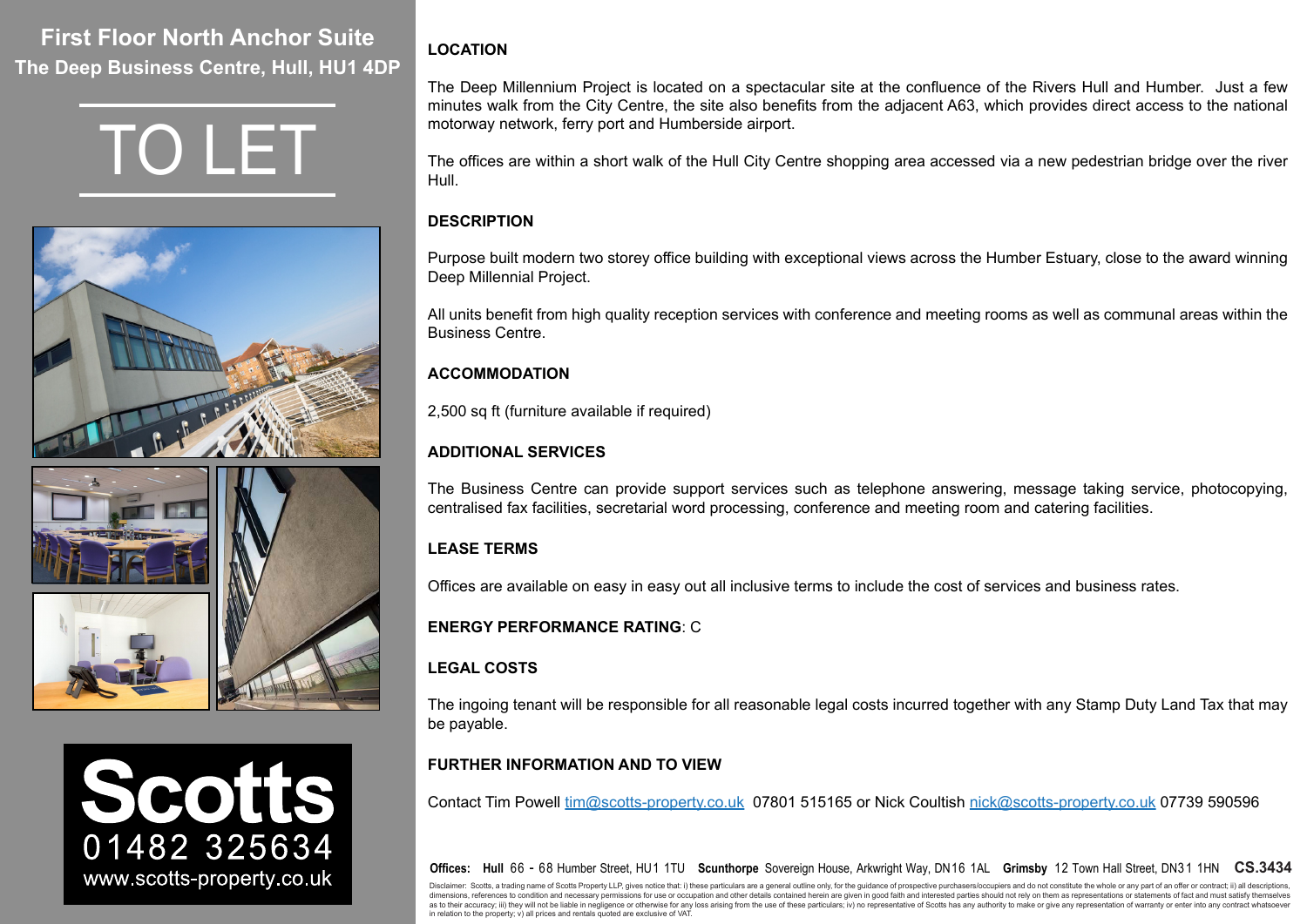# First Floor North Anchor Suite

## The Deep Business Centre, Hull, HU1 4DP

# TO LET

**Scotts**
01482 325634
www.scotts-property.co.uk

### LOCATION

The Deep Millennium Project is located on a spectacular site at the confluence of the Rivers Hull and Humber. Just a few minutes walk from the City Centre, the site also benefits from the adjacent A63, which provides direct access to the national motorway network, ferry port and Humberside airport.

The offices are within a short walk of the Hull City Centre shopping area accessed via a new pedestrian bridge over the river Hull.

### DESCRIPTION

Purpose built modern two storey office building with exceptional views across the Humber Estuary, close to the award winning Deep Millennial Project.

All units benefit from high quality reception services with conference and meeting rooms as well as communal areas within the Business Centre.

### ACCOMMODATION

2,500 sq ft (furniture available if required)

### ADDITIONAL SERVICES

The Business Centre can provide support services such as telephone answering, message taking service, photocopying, centralised fax facilities, secretarial word processing, conference and meeting room and catering facilities.

### LEASE TERMS

Offices are available on easy in easy out all inclusive terms to include the cost of services and business rates.

**ENERGY PERFORMANCE RATING**: C

### LEGAL COSTS

The ingoing tenant will be responsible for all reasonable legal costs incurred together with any Stamp Duty Land Tax that may be payable.

### FURTHER INFORMATION AND TO VIEW

Contact Tim Powell tim@scotts-property.co.uk 07801 515165 or Nick Coultish nick@scotts-property.co.uk 07739 590596

**Offices:** **Hull** 66 - 68 Humber Street, HU1 1TU **Scunthorpe** Sovereign House, Arkwright Way, DN16 1AL **Grimsby** 12 Town Hall Street, DN31 1HN **CS.3434**

Disclaimer: Scotts, a trading name of Scotts Property LLP, gives notice that: i) these particulars are a general outline only, for the guidance of prospective purchasers/occupiers and do not constitute the whole or any part of an offer or contract; ii) all descriptions, dimensions, references to condition and necessary permissions for use or occupation and other details contained herein are given in good faith and interested parties should not rely on them as representations or statements of fact and must satisfy themselves as to their accuracy; iii) they will not be liable in negligence or otherwise for any loss arising from the use of these particulars; iv) no representative of Scotts has any authority to make or give any representation of warranty or enter into any contract whatsoever in relation to the property; v) all prices and rentals quoted are exclusive of VAT.